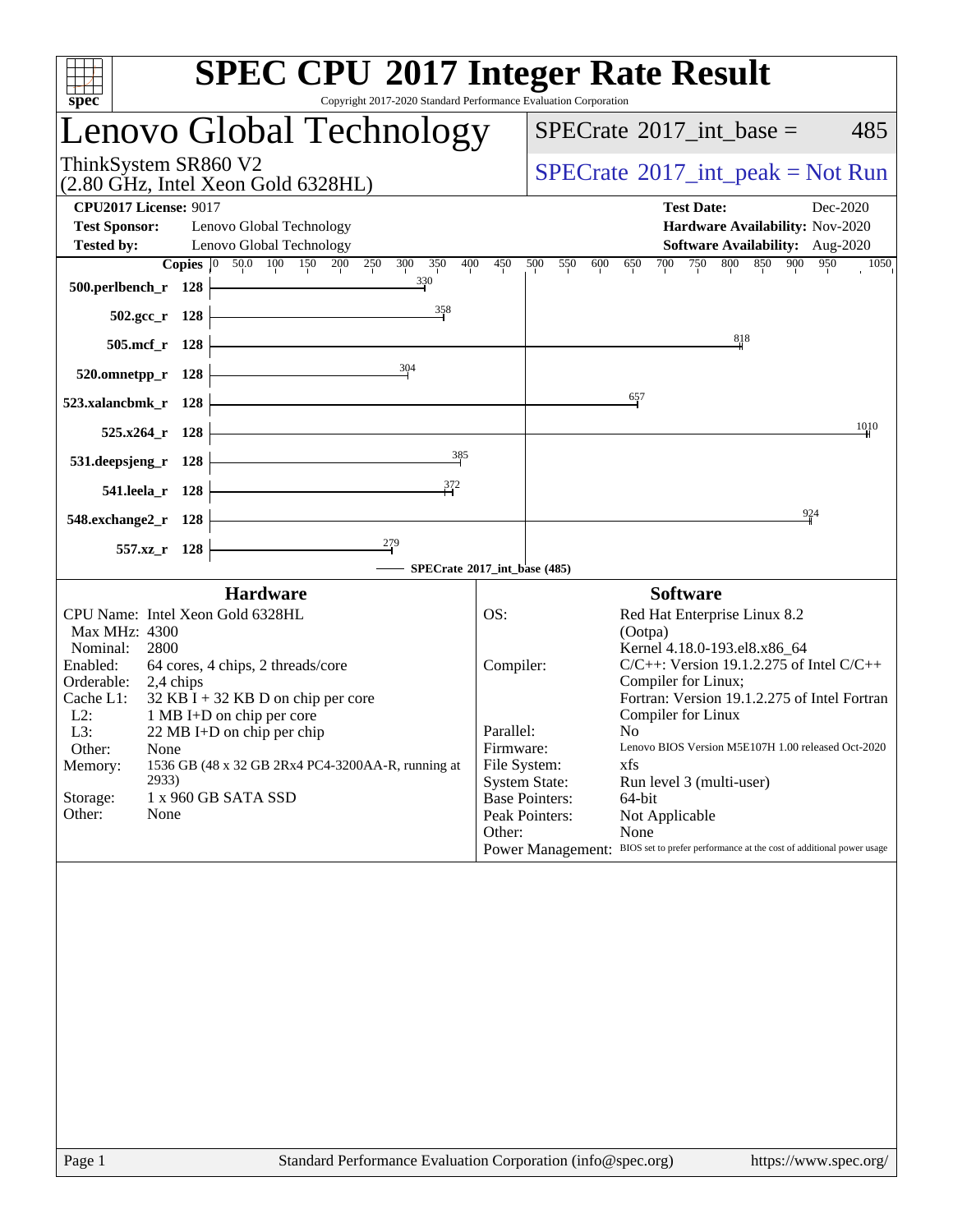# SPEC CPU 2017 Integer Rate Result

Copyright 2017-2020 Standard Performance Evaluation Corporation

## Lenovo Global Technology

ThinkSystem SR860 V2
(2.80 GHz, Intel Xeon Gold 6328HL)

SPECrate 2017_int_base = 485

SPECrate 2017_int_peak = Not Run

**CPU2017 License:** 9017
**Test Sponsor:** Lenovo Global Technology
**Tested by:** Lenovo Global Technology

**Test Date:** Dec-2020
**Hardware Availability:** Nov-2020
**Software Availability:** Aug-2020

Copies 0 50.0 100 150 200 250 300 350 400 450 500 550 600 650 700 750 800 850 900 950 1050

500.perlbench_r 128 — 330
502.gcc_r 128 — 358
505.mcf_r 128 — 818
520.omnetpp_r 128 — 304
523.xalancbmk_r 128 — 657
525.x264_r 128 — 1010
531.deepsjeng_r 128 — 385
541.leela_r 128 — 372
548.exchange2_r 128 — 924
557.xz_r 128 — 279

SPECrate 2017_int_base (485)

### Hardware

| | |
|---|---|
| CPU Name: | Intel Xeon Gold 6328HL |
| Max MHz: | 4300 |
| Nominal: | 2800 |
| Enabled: | 64 cores, 4 chips, 2 threads/core |
| Orderable: | 2,4 chips |
| Cache L1: | 32 KB I + 32 KB D on chip per core |
| L2: | 1 MB I+D on chip per core |
| L3: | 22 MB I+D on chip per chip |
| Other: | None |
| Memory: | 1536 GB (48 x 32 GB 2Rx4 PC4-3200AA-R, running at 2933) |
| Storage: | 1 x 960 GB SATA SSD |
| Other: | None |

### Software

| | |
|---|---|
| OS: | Red Hat Enterprise Linux 8.2 (Ootpa) Kernel 4.18.0-193.el8.x86_64 |
| Compiler: | C/C++: Version 19.1.2.275 of Intel C/C++ Compiler for Linux; Fortran: Version 19.1.2.275 of Intel Fortran Compiler for Linux |
| Parallel: | No |
| Firmware: | Lenovo BIOS Version M5E107H 1.00 released Oct-2020 |
| File System: | xfs |
| System State: | Run level 3 (multi-user) |
| Base Pointers: | 64-bit |
| Peak Pointers: | Not Applicable |
| Other: | None |
| Power Management: | BIOS set to prefer performance at the cost of additional power usage |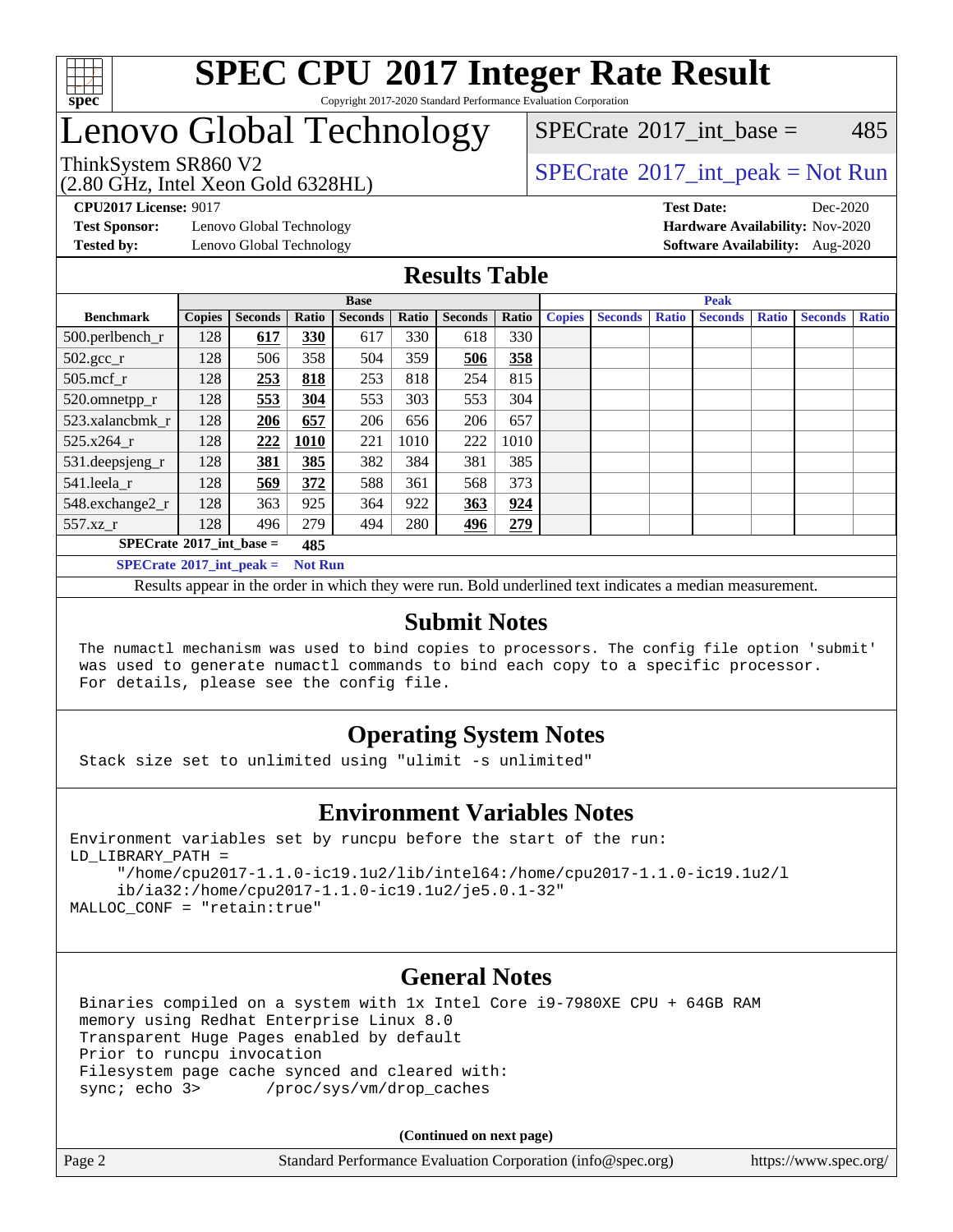# SPEC CPU 2017 Integer Rate Result

Copyright 2017-2020 Standard Performance Evaluation Corporation

# Lenovo Global Technology

ThinkSystem SR860 V2
(2.80 GHz, Intel Xeon Gold 6328HL)

SPECrate 2017_int_base = 485

SPECrate 2017_int_peak = Not Run

**CPU2017 License:** 9017
**Test Sponsor:** Lenovo Global Technology
**Tested by:** Lenovo Global Technology

**Test Date:** Dec-2020
**Hardware Availability:** Nov-2020
**Software Availability:** Aug-2020

## Results Table

| Benchmark | Base | | | | | | | Peak | | | | | | |
|---|---|---|---|---|---|---|---|---|---|---|---|---|---|---|
| | Copies | Seconds | Ratio | Seconds | Ratio | Seconds | Ratio | Copies | Seconds | Ratio | Seconds | Ratio | Seconds | Ratio |
| 500.perlbench_r | 128 | **617** | **330** | 617 | 330 | 618 | 330 | | | | | | | |
| 502.gcc_r | 128 | 506 | 358 | 504 | 359 | **506** | **358** | | | | | | | |
| 505.mcf_r | 128 | **253** | **818** | 253 | 818 | 254 | 815 | | | | | | | |
| 520.omnetpp_r | 128 | **553** | **304** | 553 | 303 | 553 | 304 | | | | | | | |
| 523.xalancbmk_r | 128 | **206** | **657** | 206 | 656 | 206 | 657 | | | | | | | |
| 525.x264_r | 128 | **222** | **1010** | 221 | 1010 | 222 | 1010 | | | | | | | |
| 531.deepsjeng_r | 128 | **381** | **385** | 382 | 384 | 381 | 385 | | | | | | | |
| 541.leela_r | 128 | **569** | **372** | 588 | 361 | 568 | 373 | | | | | | | |
| 548.exchange2_r | 128 | 363 | 925 | 364 | 922 | **363** | **924** | | | | | | | |
| 557.xz_r | 128 | 496 | 279 | 494 | 280 | **496** | **279** | | | | | | | |

**SPECrate 2017_int_base = 485**

**SPECrate 2017_int_peak = Not Run**

Results appear in the order in which they were run. Bold underlined text indicates a median measurement.

## Submit Notes

```
The numactl mechanism was used to bind copies to processors. The config file option 'submit'
was used to generate numactl commands to bind each copy to a specific processor.
For details, please see the config file.
```

## Operating System Notes

```
Stack size set to unlimited using "ulimit -s unlimited"
```

## Environment Variables Notes

```
Environment variables set by runcpu before the start of the run:
LD_LIBRARY_PATH =
     "/home/cpu2017-1.1.0-ic19.1u2/lib/intel64:/home/cpu2017-1.1.0-ic19.1u2/l
     ib/ia32:/home/cpu2017-1.1.0-ic19.1u2/je5.0.1-32"
MALLOC_CONF = "retain:true"
```

## General Notes

```
Binaries compiled on a system with 1x Intel Core i9-7980XE CPU + 64GB RAM
memory using Redhat Enterprise Linux 8.0
Transparent Huge Pages enabled by default
Prior to runcpu invocation
Filesystem page cache synced and cleared with:
sync; echo 3>       /proc/sys/vm/drop_caches
```

**(Continued on next page)**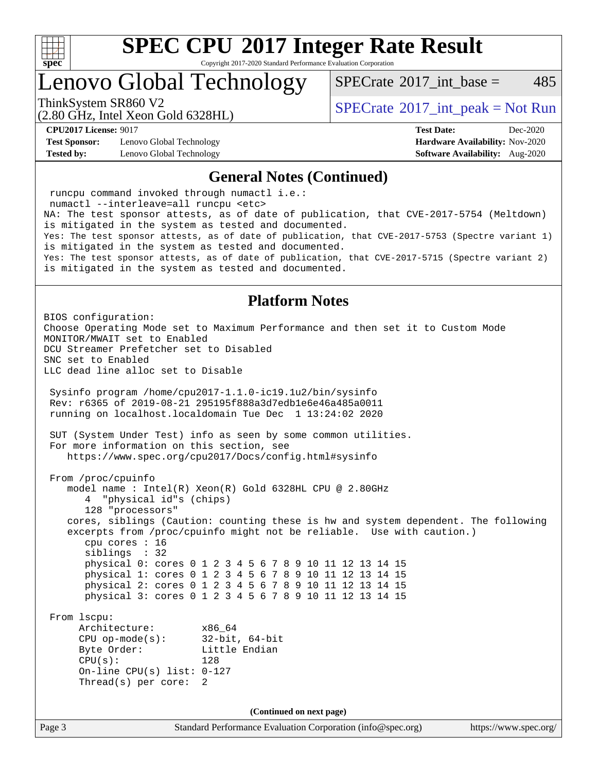# SPEC CPU 2017 Integer Rate Result

Copyright 2017-2020 Standard Performance Evaluation Corporation

# Lenovo Global Technology

ThinkSystem SR860 V2
(2.80 GHz, Intel Xeon Gold 6328HL)

SPECrate 2017_int_base = 485

SPECrate 2017_int_peak = Not Run

**CPU2017 License:** 9017
**Test Sponsor:** Lenovo Global Technology
**Tested by:** Lenovo Global Technology

**Test Date:** Dec-2020
**Hardware Availability:** Nov-2020
**Software Availability:** Aug-2020

## General Notes (Continued)

```
 runcpu command invoked through numactl i.e.:
 numactl --interleave=all runcpu <etc>
NA: The test sponsor attests, as of date of publication, that CVE-2017-5754 (Meltdown)
is mitigated in the system as tested and documented.
Yes: The test sponsor attests, as of date of publication, that CVE-2017-5753 (Spectre variant 1)
is mitigated in the system as tested and documented.
Yes: The test sponsor attests, as of date of publication, that CVE-2017-5715 (Spectre variant 2)
is mitigated in the system as tested and documented.
```

## Platform Notes

```
BIOS configuration:
Choose Operating Mode set to Maximum Performance and then set it to Custom Mode
MONITOR/MWAIT set to Enabled
DCU Streamer Prefetcher set to Disabled
SNC set to Enabled
LLC dead line alloc set to Disable

 Sysinfo program /home/cpu2017-1.1.0-ic19.1u2/bin/sysinfo
 Rev: r6365 of 2019-08-21 295195f888a3d7edb1e6e46a485a0011
 running on localhost.localdomain Tue Dec  1 13:24:02 2020

 SUT (System Under Test) info as seen by some common utilities.
 For more information on this section, see
    https://www.spec.org/cpu2017/Docs/config.html#sysinfo

 From /proc/cpuinfo
    model name : Intel(R) Xeon(R) Gold 6328HL CPU @ 2.80GHz
       4  "physical id"s (chips)
       128 "processors"
    cores, siblings (Caution: counting these is hw and system dependent. The following
    excerpts from /proc/cpuinfo might not be reliable.  Use with caution.)
       cpu cores : 16
       siblings  : 32
       physical 0: cores 0 1 2 3 4 5 6 7 8 9 10 11 12 13 14 15
       physical 1: cores 0 1 2 3 4 5 6 7 8 9 10 11 12 13 14 15
       physical 2: cores 0 1 2 3 4 5 6 7 8 9 10 11 12 13 14 15
       physical 3: cores 0 1 2 3 4 5 6 7 8 9 10 11 12 13 14 15

 From lscpu:
      Architecture:        x86_64
      CPU op-mode(s):      32-bit, 64-bit
      Byte Order:          Little Endian
      CPU(s):              128
      On-line CPU(s) list: 0-127
      Thread(s) per core:  2
```

(Continued on next page)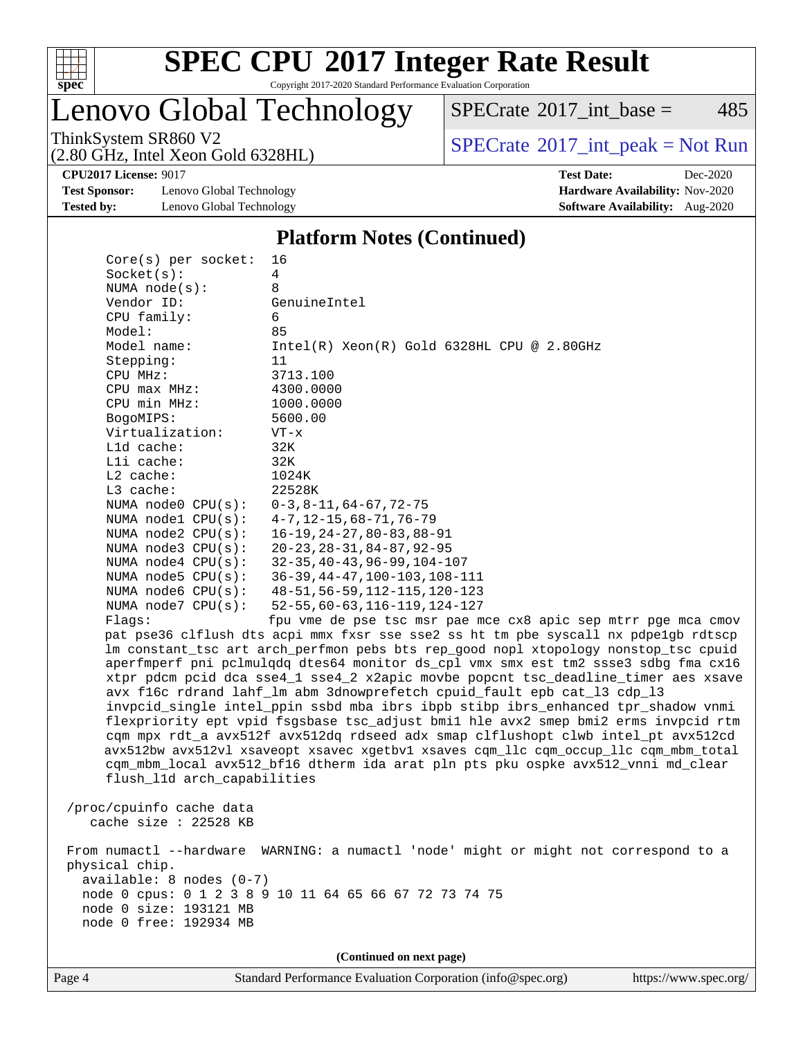## Platform Notes (Continued)

```
    Core(s) per socket:  16
    Socket(s):           4
    NUMA node(s):        8
    Vendor ID:           GenuineIntel
    CPU family:          6
    Model:               85
    Model name:          Intel(R) Xeon(R) Gold 6328HL CPU @ 2.80GHz
    Stepping:            11
    CPU MHz:             3713.100
    CPU max MHz:         4300.0000
    CPU min MHz:         1000.0000
    BogoMIPS:            5600.00
    Virtualization:      VT-x
    L1d cache:           32K
    L1i cache:           32K
    L2 cache:            1024K
    L3 cache:            22528K
    NUMA node0 CPU(s):   0-3,8-11,64-67,72-75
    NUMA node1 CPU(s):   4-7,12-15,68-71,76-79
    NUMA node2 CPU(s):   16-19,24-27,80-83,88-91
    NUMA node3 CPU(s):   20-23,28-31,84-87,92-95
    NUMA node4 CPU(s):   32-35,40-43,96-99,104-107
    NUMA node5 CPU(s):   36-39,44-47,100-103,108-111
    NUMA node6 CPU(s):   48-51,56-59,112-115,120-123
    NUMA node7 CPU(s):   52-55,60-63,116-119,124-127
    Flags:               fpu vme de pse tsc msr pae mce cx8 apic sep mtrr pge mca cmov
    pat pse36 clflush dts acpi mmx fxsr sse sse2 ss ht tm pbe syscall nx pdpe1gb rdtscp
    lm constant_tsc art arch_perfmon pebs bts rep_good nopl xtopology nonstop_tsc cpuid
    aperfmperf pni pclmulqdq dtes64 monitor ds_cpl vmx smx est tm2 ssse3 sdbg fma cx16
    xtpr pdcm pcid dca sse4_1 sse4_2 x2apic movbe popcnt tsc_deadline_timer aes xsave
    avx f16c rdrand lahf_lm abm 3dnowprefetch cpuid_fault epb cat_l3 cdp_l3
    invpcid_single intel_ppin ssbd mba ibrs ibpb stibp ibrs_enhanced tpr_shadow vnmi
    flexpriority ept vpid fsgsbase tsc_adjust bmi1 hle avx2 smep bmi2 erms invpcid rtm
    cqm mpx rdt_a avx512f avx512dq rdseed adx smap clflushopt clwb intel_pt avx512cd
    avx512bw avx512vl xsaveopt xsavec xgetbv1 xsaves cqm_llc cqm_occup_llc cqm_mbm_total
    cqm_mbm_local avx512_bf16 dtherm ida arat pln pts pku ospke avx512_vnni md_clear
    flush_l1d arch_capabilities

 /proc/cpuinfo cache data
    cache size : 22528 KB

 From numactl --hardware  WARNING: a numactl 'node' might or might not correspond to a
 physical chip.
   available: 8 nodes (0-7)
   node 0 cpus: 0 1 2 3 8 9 10 11 64 65 66 67 72 73 74 75
   node 0 size: 193121 MB
   node 0 free: 192934 MB
```

(Continued on next page)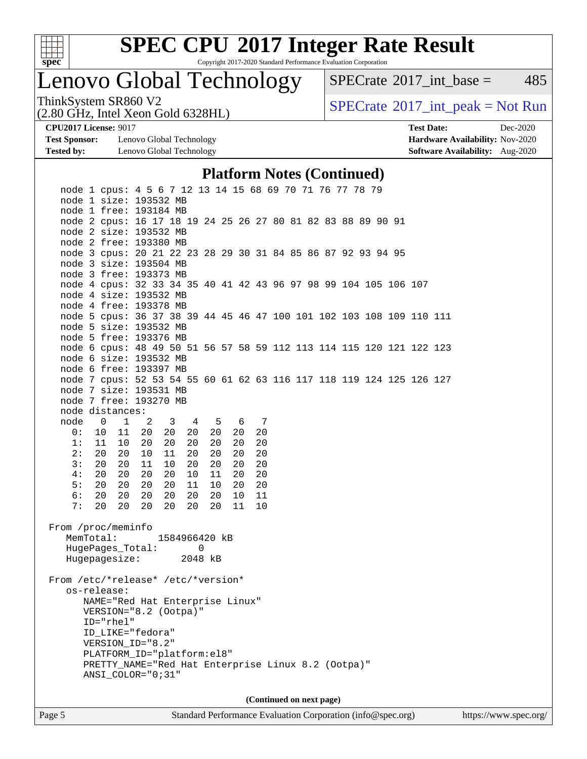# SPEC CPU 2017 Integer Rate Result

Copyright 2017-2020 Standard Performance Evaluation Corporation

# Lenovo Global Technology

ThinkSystem SR860 V2
(2.80 GHz, Intel Xeon Gold 6328HL)

SPECrate 2017_int_base = 485

SPECrate 2017_int_peak = Not Run

**CPU2017 License:** 9017
**Test Sponsor:** Lenovo Global Technology
**Tested by:** Lenovo Global Technology

**Test Date:** Dec-2020
**Hardware Availability:** Nov-2020
**Software Availability:** Aug-2020

## Platform Notes (Continued)

```
    node 1 cpus: 4 5 6 7 12 13 14 15 68 69 70 71 76 77 78 79
    node 1 size: 193532 MB
    node 1 free: 193184 MB
    node 2 cpus: 16 17 18 19 24 25 26 27 80 81 82 83 88 89 90 91
    node 2 size: 193532 MB
    node 2 free: 193380 MB
    node 3 cpus: 20 21 22 23 28 29 30 31 84 85 86 87 92 93 94 95
    node 3 size: 193504 MB
    node 3 free: 193373 MB
    node 4 cpus: 32 33 34 35 40 41 42 43 96 97 98 99 104 105 106 107
    node 4 size: 193532 MB
    node 4 free: 193378 MB
    node 5 cpus: 36 37 38 39 44 45 46 47 100 101 102 103 108 109 110 111
    node 5 size: 193532 MB
    node 5 free: 193376 MB
    node 6 cpus: 48 49 50 51 56 57 58 59 112 113 114 115 120 121 122 123
    node 6 size: 193532 MB
    node 6 free: 193397 MB
    node 7 cpus: 52 53 54 55 60 61 62 63 116 117 118 119 124 125 126 127
    node 7 size: 193531 MB
    node 7 free: 193270 MB
    node distances:
    node   0   1   2   3   4   5   6   7
      0:  10  11  20  20  20  20  20  20
      1:  11  10  20  20  20  20  20  20
      2:  20  20  10  11  20  20  20  20
      3:  20  20  11  10  20  20  20  20
      4:  20  20  20  20  10  11  20  20
      5:  20  20  20  20  11  10  20  20
      6:  20  20  20  20  20  20  10  11
      7:  20  20  20  20  20  20  11  10

 From /proc/meminfo
    MemTotal:       1584966420 kB
    HugePages_Total:       0
    Hugepagesize:       2048 kB

 From /etc/*release* /etc/*version*
    os-release:
       NAME="Red Hat Enterprise Linux"
       VERSION="8.2 (Ootpa)"
       ID="rhel"
       ID_LIKE="fedora"
       VERSION_ID="8.2"
       PLATFORM_ID="platform:el8"
       PRETTY_NAME="Red Hat Enterprise Linux 8.2 (Ootpa)"
       ANSI_COLOR="0;31"
```

(Continued on next page)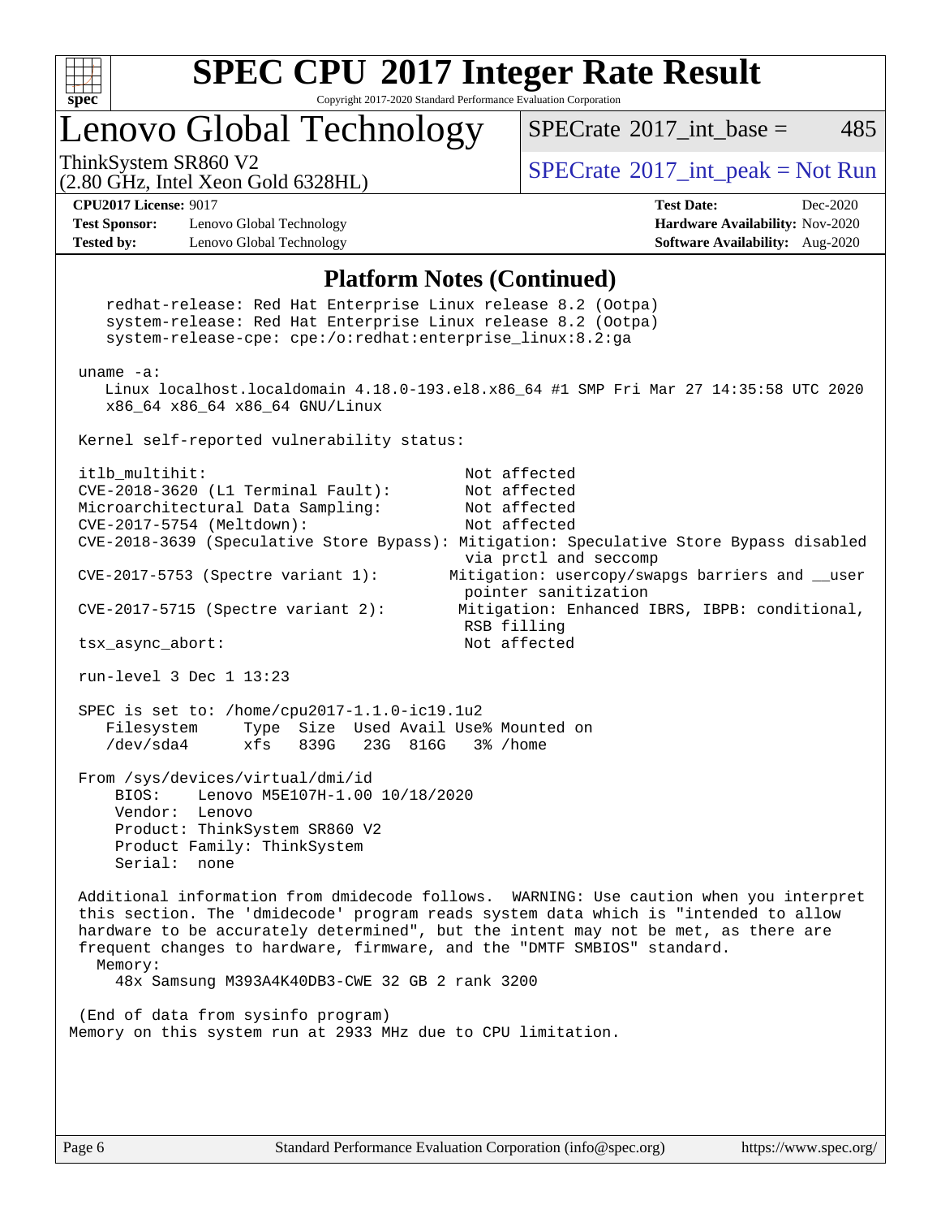## Platform Notes (Continued)

```
    redhat-release: Red Hat Enterprise Linux release 8.2 (Ootpa)
    system-release: Red Hat Enterprise Linux release 8.2 (Ootpa)
    system-release-cpe: cpe:/o:redhat:enterprise_linux:8.2:ga

 uname -a:
    Linux localhost.localdomain 4.18.0-193.el8.x86_64 #1 SMP Fri Mar 27 14:35:58 UTC 2020
    x86_64 x86_64 x86_64 GNU/Linux

 Kernel self-reported vulnerability status:

 itlb_multihit:                                  Not affected
 CVE-2018-3620 (L1 Terminal Fault):              Not affected
 Microarchitectural Data Sampling:               Not affected
 CVE-2017-5754 (Meltdown):                       Not affected
 CVE-2018-3639 (Speculative Store Bypass): Mitigation: Speculative Store Bypass disabled
                                                 via prctl and seccomp
 CVE-2017-5753 (Spectre variant 1):            Mitigation: usercopy/swapgs barriers and __user
                                                 pointer sanitization
 CVE-2017-5715 (Spectre variant 2):             Mitigation: Enhanced IBRS, IBPB: conditional,
                                                 RSB filling
 tsx_async_abort:                                Not affected

 run-level 3 Dec 1 13:23

 SPEC is set to: /home/cpu2017-1.1.0-ic19.1u2
    Filesystem     Type  Size  Used Avail Use% Mounted on
    /dev/sda4      xfs   839G   23G  816G   3% /home

 From /sys/devices/virtual/dmi/id
     BIOS:    Lenovo M5E107H-1.00 10/18/2020
     Vendor:  Lenovo
     Product: ThinkSystem SR860 V2
     Product Family: ThinkSystem
     Serial:  none

 Additional information from dmidecode follows.  WARNING: Use caution when you interpret
 this section. The 'dmidecode' program reads system data which is "intended to allow
 hardware to be accurately determined", but the intent may not be met, as there are
 frequent changes to hardware, firmware, and the "DMTF SMBIOS" standard.
   Memory:
     48x Samsung M393A4K40DB3-CWE 32 GB 2 rank 3200

 (End of data from sysinfo program)
Memory on this system run at 2933 MHz due to CPU limitation.
```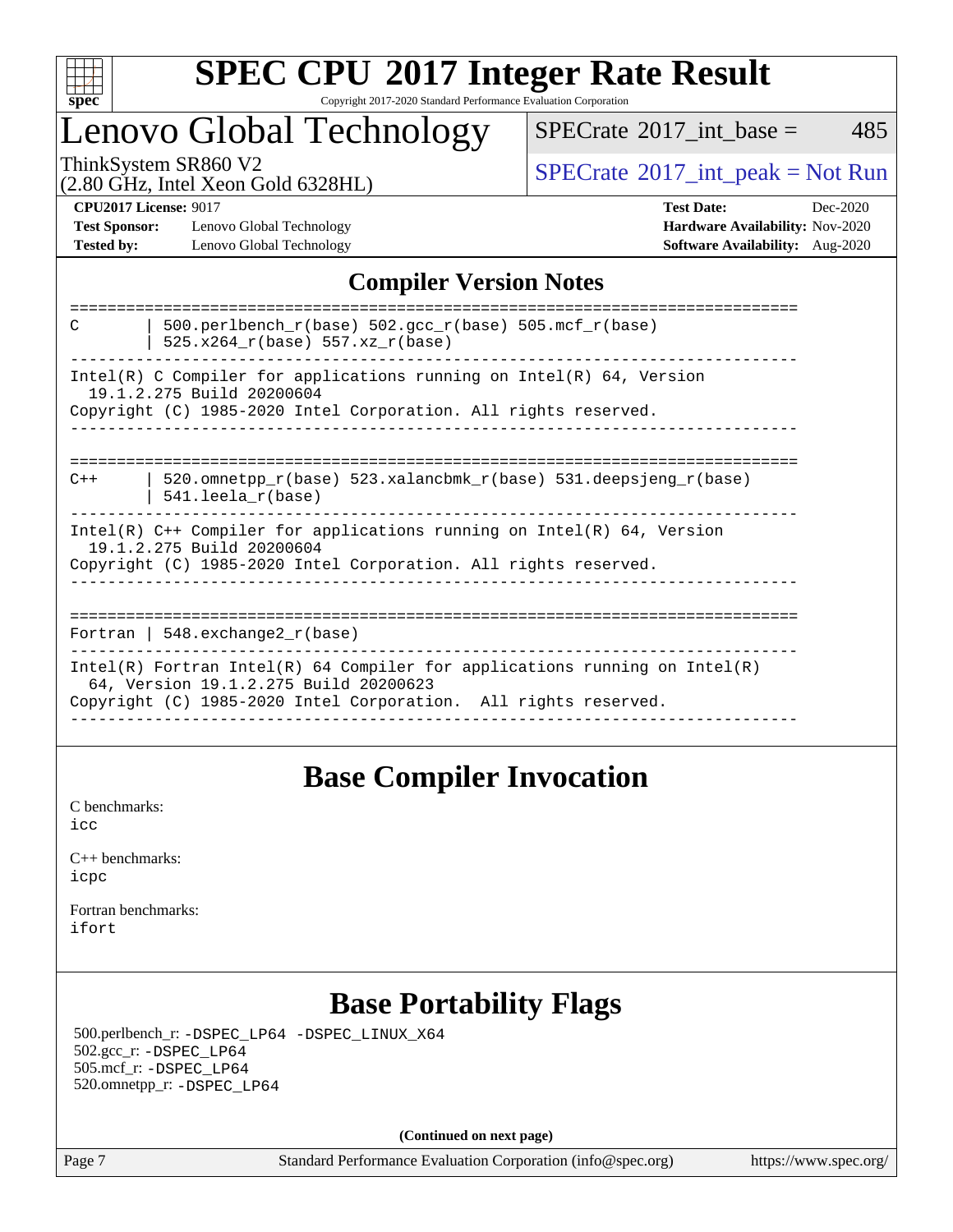# SPEC CPU 2017 Integer Rate Result

Copyright 2017-2020 Standard Performance Evaluation Corporation

## Lenovo Global Technology

ThinkSystem SR860 V2
(2.80 GHz, Intel Xeon Gold 6328HL)

SPECrate 2017_int_base = 485

SPECrate 2017_int_peak = Not Run

**CPU2017 License:** 9017
**Test Sponsor:** Lenovo Global Technology
**Tested by:** Lenovo Global Technology

**Test Date:** Dec-2020
**Hardware Availability:** Nov-2020
**Software Availability:** Aug-2020

## Compiler Version Notes

```
==============================================================================
C       | 500.perlbench_r(base) 502.gcc_r(base) 505.mcf_r(base)
        | 525.x264_r(base) 557.xz_r(base)
------------------------------------------------------------------------------
Intel(R) C Compiler for applications running on Intel(R) 64, Version
  19.1.2.275 Build 20200604
Copyright (C) 1985-2020 Intel Corporation. All rights reserved.
------------------------------------------------------------------------------

==============================================================================
C++     | 520.omnetpp_r(base) 523.xalancbmk_r(base) 531.deepsjeng_r(base)
        | 541.leela_r(base)
------------------------------------------------------------------------------
Intel(R) C++ Compiler for applications running on Intel(R) 64, Version
  19.1.2.275 Build 20200604
Copyright (C) 1985-2020 Intel Corporation. All rights reserved.
------------------------------------------------------------------------------

==============================================================================
Fortran | 548.exchange2_r(base)
------------------------------------------------------------------------------
Intel(R) Fortran Intel(R) 64 Compiler for applications running on Intel(R)
  64, Version 19.1.2.275 Build 20200623
Copyright (C) 1985-2020 Intel Corporation.  All rights reserved.
------------------------------------------------------------------------------
```

## Base Compiler Invocation

C benchmarks:
icc

C++ benchmarks:
icpc

Fortran benchmarks:
ifort

## Base Portability Flags

500.perlbench_r: -DSPEC_LP64 -DSPEC_LINUX_X64
502.gcc_r: -DSPEC_LP64
505.mcf_r: -DSPEC_LP64
520.omnetpp_r: -DSPEC_LP64

**(Continued on next page)**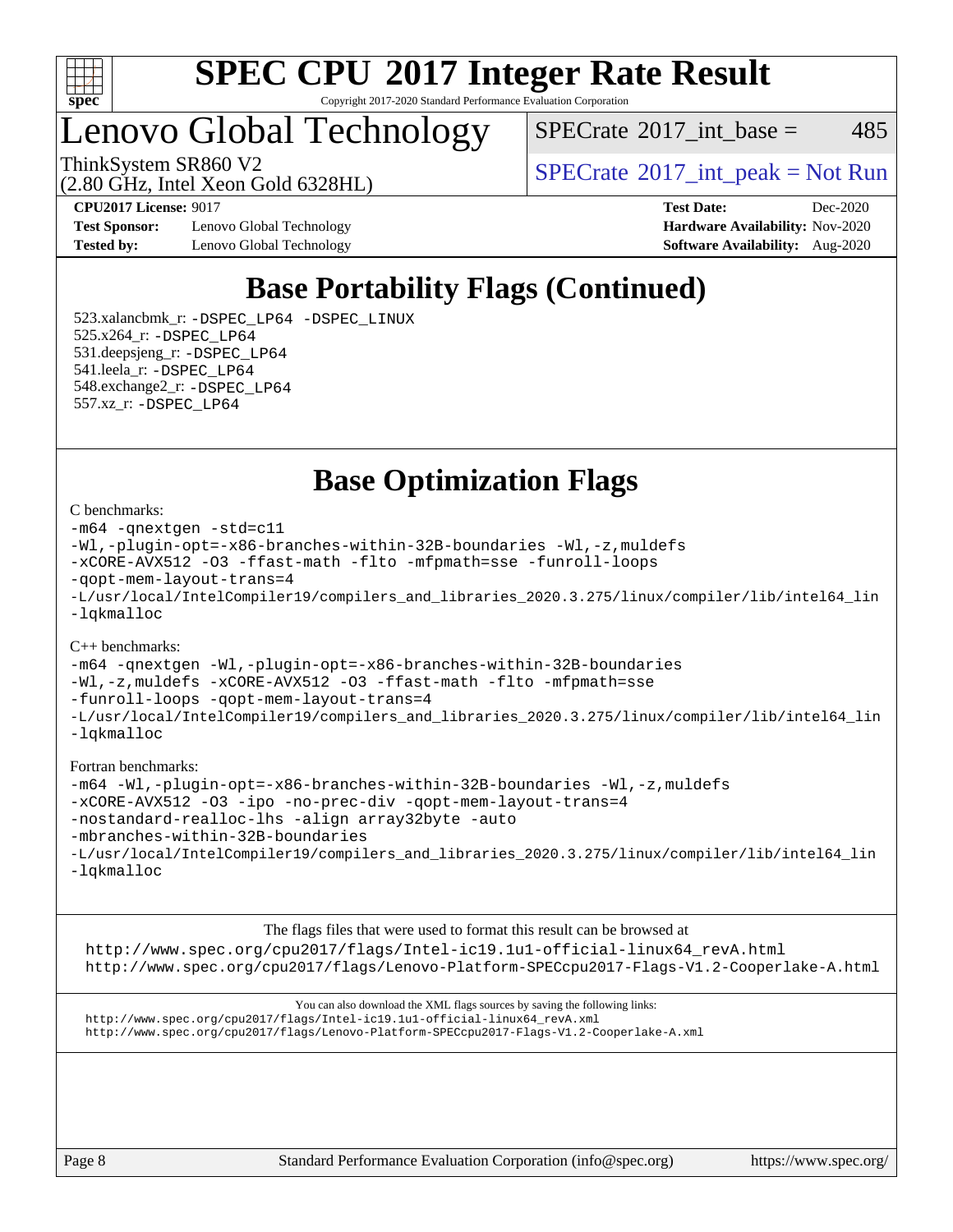# Base Portability Flags (Continued)

523.xalancbmk_r: -DSPEC_LP64 -DSPEC_LINUX
525.x264_r: -DSPEC_LP64
531.deepsjeng_r: -DSPEC_LP64
541.leela_r: -DSPEC_LP64
548.exchange2_r: -DSPEC_LP64
557.xz_r: -DSPEC_LP64

# Base Optimization Flags

C benchmarks:

```
-m64 -qnextgen -std=c11
-Wl,-plugin-opt=-x86-branches-within-32B-boundaries -Wl,-z,muldefs
-xCORE-AVX512 -O3 -ffast-math -flto -mfpmath=sse -funroll-loops
-qopt-mem-layout-trans=4
-L/usr/local/IntelCompiler19/compilers_and_libraries_2020.3.275/linux/compiler/lib/intel64_lin
-lqkmalloc
```

C++ benchmarks:

```
-m64 -qnextgen -Wl,-plugin-opt=-x86-branches-within-32B-boundaries
-Wl,-z,muldefs -xCORE-AVX512 -O3 -ffast-math -flto -mfpmath=sse
-funroll-loops -qopt-mem-layout-trans=4
-L/usr/local/IntelCompiler19/compilers_and_libraries_2020.3.275/linux/compiler/lib/intel64_lin
-lqkmalloc
```

Fortran benchmarks:

```
-m64 -Wl,-plugin-opt=-x86-branches-within-32B-boundaries -Wl,-z,muldefs
-xCORE-AVX512 -O3 -ipo -no-prec-div -qopt-mem-layout-trans=4
-nostandard-realloc-lhs -align array32byte -auto
-mbranches-within-32B-boundaries
-L/usr/local/IntelCompiler19/compilers_and_libraries_2020.3.275/linux/compiler/lib/intel64_lin
-lqkmalloc
```

The flags files that were used to format this result can be browsed at
http://www.spec.org/cpu2017/flags/Intel-ic19.1u1-official-linux64_revA.html
http://www.spec.org/cpu2017/flags/Lenovo-Platform-SPECcpu2017-Flags-V1.2-Cooperlake-A.html

You can also download the XML flags sources by saving the following links:
http://www.spec.org/cpu2017/flags/Intel-ic19.1u1-official-linux64_revA.xml
http://www.spec.org/cpu2017/flags/Lenovo-Platform-SPECcpu2017-Flags-V1.2-Cooperlake-A.xml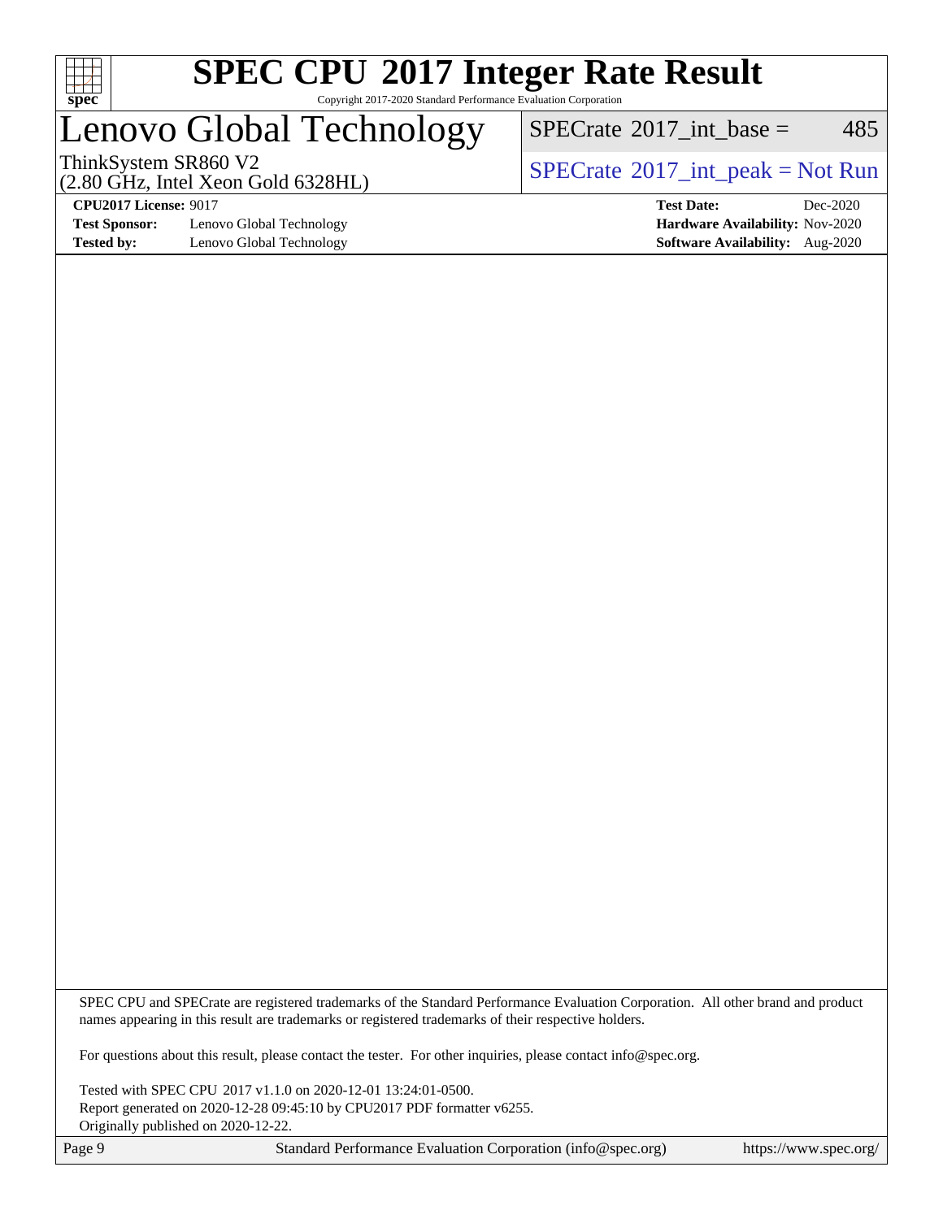SPEC CPU and SPECrate are registered trademarks of the Standard Performance Evaluation Corporation. All other brand and product names appearing in this result are trademarks or registered trademarks of their respective holders.

For questions about this result, please contact the tester. For other inquiries, please contact info@spec.org.

Tested with SPEC CPU 2017 v1.1.0 on 2020-12-01 13:24:01-0500.
Report generated on 2020-12-28 09:45:10 by CPU2017 PDF formatter v6255.
Originally published on 2020-12-22.